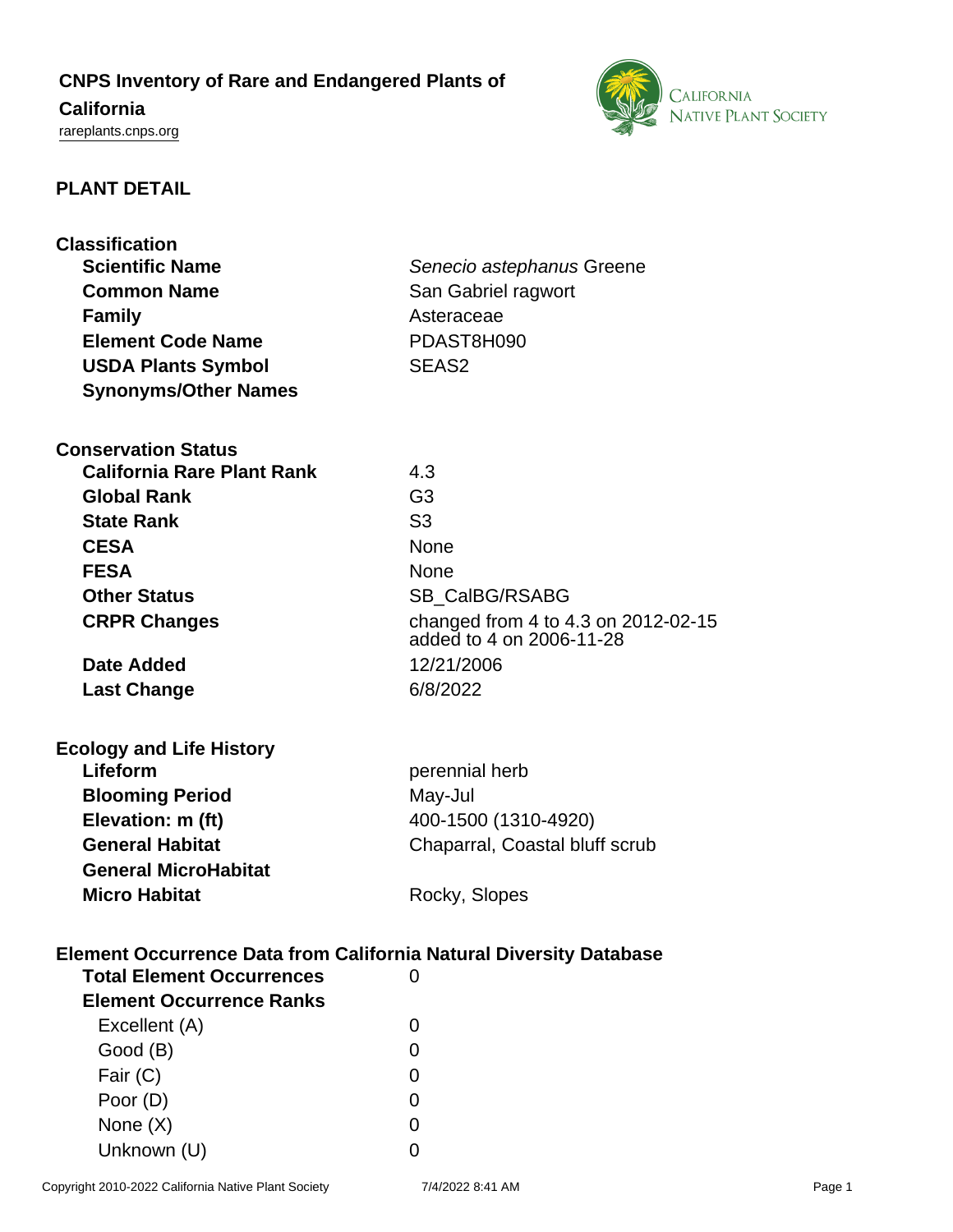# CNPS Inventory of Rare and Endangered Plants of California

rareplants.cnps.org

## PLANT DETAIL

### Classification

| | |
|---|---|
| **Scientific Name** | *Senecio astephanus* Greene |
| **Common Name** | San Gabriel ragwort |
| **Family** | Asteraceae |
| **Element Code Name** | PDAST8H090 |
| **USDA Plants Symbol** | SEAS2 |
| **Synonyms/Other Names** | |

### Conservation Status

| | |
|---|---|
| **California Rare Plant Rank** | 4.3 |
| **Global Rank** | G3 |
| **State Rank** | S3 |
| **CESA** | None |
| **FESA** | None |
| **Other Status** | SB_CalBG/RSABG |
| **CRPR Changes** | changed from 4 to 4.3 on 2012-02-15<br>added to 4 on 2006-11-28 |
| **Date Added** | 12/21/2006 |
| **Last Change** | 6/8/2022 |

### Ecology and Life History

| | |
|---|---|
| **Lifeform** | perennial herb |
| **Blooming Period** | May-Jul |
| **Elevation: m (ft)** | 400-1500 (1310-4920) |
| **General Habitat** | Chaparral, Coastal bluff scrub |
| **General MicroHabitat** | |
| **Micro Habitat** | Rocky, Slopes |

### Element Occurrence Data from California Natural Diversity Database

| | |
|---|---|
| **Total Element Occurrences** | 0 |
| **Element Occurrence Ranks** | |
| Excellent (A) | 0 |
| Good (B) | 0 |
| Fair (C) | 0 |
| Poor (D) | 0 |
| None (X) | 0 |
| Unknown (U) | 0 |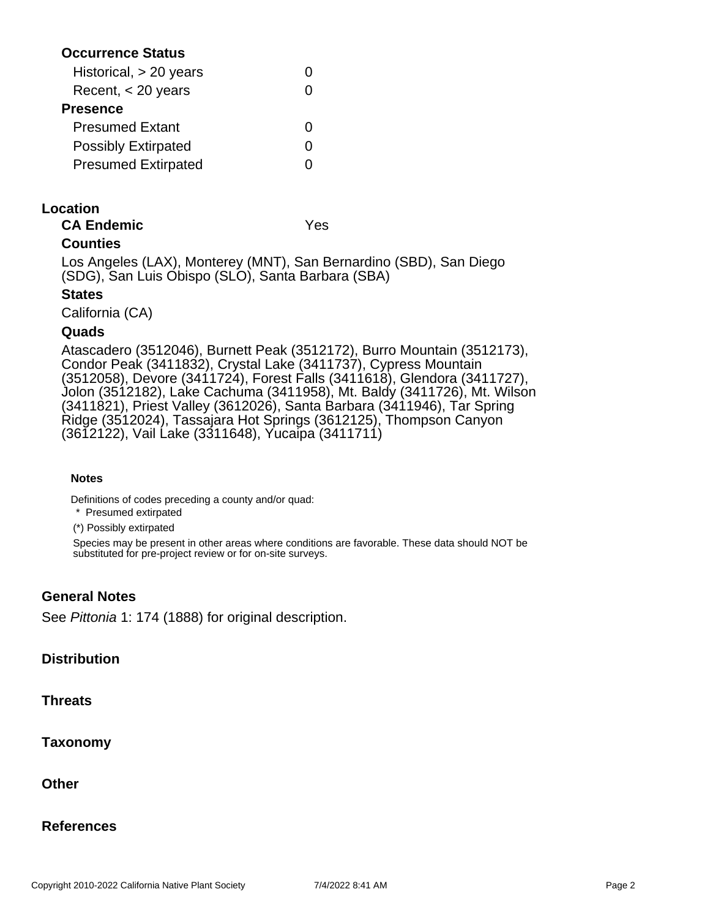### Occurrence Status

| | |
|---|---|
| Historical, > 20 years | 0 |
| Recent, < 20 years | 0 |

### Presence

| | |
|---|---|
| Presumed Extant | 0 |
| Possibly Extirpated | 0 |
| Presumed Extirpated | 0 |

## Location

**CA Endemic** Yes

### Counties

Los Angeles (LAX), Monterey (MNT), San Bernardino (SBD), San Diego (SDG), San Luis Obispo (SLO), Santa Barbara (SBA)

### States

California (CA)

### Quads

Atascadero (3512046), Burnett Peak (3512172), Burro Mountain (3512173), Condor Peak (3411832), Crystal Lake (3411737), Cypress Mountain (3512058), Devore (3411724), Forest Falls (3411618), Glendora (3411727), Jolon (3512182), Lake Cachuma (3411958), Mt. Baldy (3411726), Mt. Wilson (3411821), Priest Valley (3612026), Santa Barbara (3411946), Tar Spring Ridge (3512024), Tassajara Hot Springs (3612125), Thompson Canyon (3612122), Vail Lake (3311648), Yucaipa (3411711)

#### Notes

Definitions of codes preceding a county and/or quad:

\* Presumed extirpated

(*) Possibly extirpated

Species may be present in other areas where conditions are favorable. These data should NOT be substituted for pre-project review or for on-site surveys.

## General Notes

See *Pittonia* 1: 174 (1888) for original description.

## Distribution

## Threats

## Taxonomy

## Other

## References